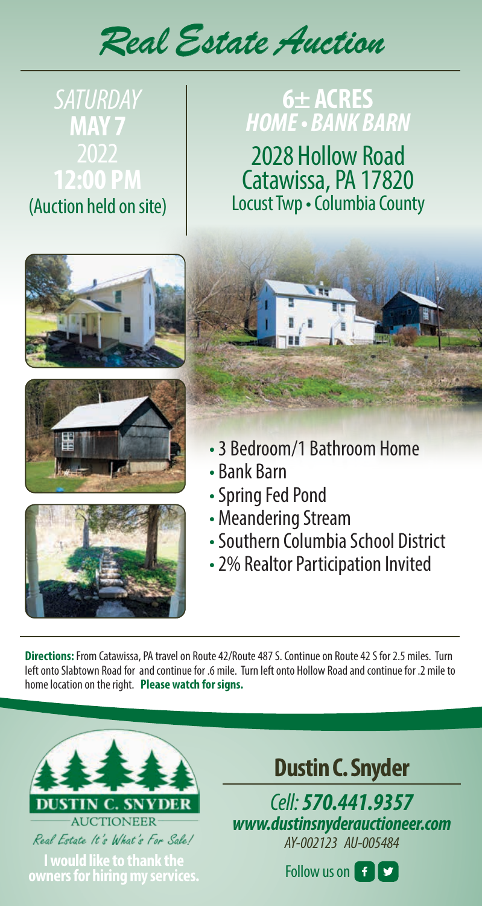# Real Estate Auction

*SATURDAY*
**MAY 7**
2022
**12:00 PM**
(Auction held on site)

## 6± ACRES
***HOME • BANK BARN***

2028 Hollow Road
Catawissa, PA 17820
Locust Twp • Columbia County

- 3 Bedroom/1 Bathroom Home
- Bank Barn
- Spring Fed Pond
- Meandering Stream
- Southern Columbia School District
- 2% Realtor Participation Invited

**Directions:** From Catawissa, PA travel on Route 42/Route 487 S. Continue on Route 42 S for 2.5 miles. Turn left onto Slabtown Road for and continue for .6 mile. Turn left onto Hollow Road and continue for .2 mile to home location on the right. **Please watch for signs.**

DUSTIN C. SNYDER
AUCTIONEER
*Real Estate It's What's For Sale!*

**I would like to thank the owners for hiring my services.**

## Dustin C. Snyder

*Cell:* ***570.441.9357***
***www.dustinsnyderauctioneer.com***
*AY-002123 AU-005484*

Follow us on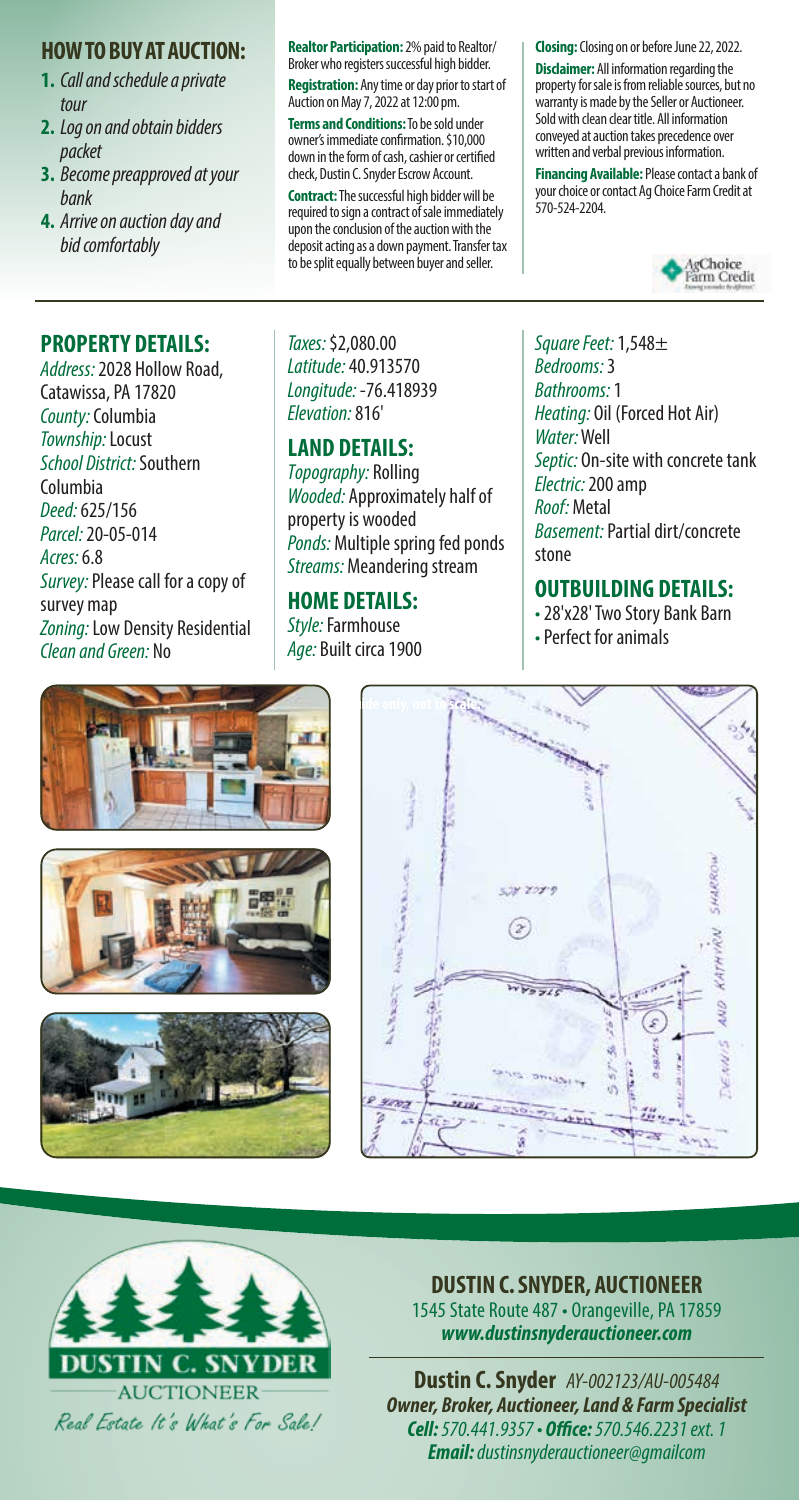## HOW TO BUY AT AUCTION:

1. *Call and schedule a private tour*
2. *Log on and obtain bidders packet*
3. *Become preapproved at your bank*
4. *Arrive on auction day and bid comfortably*

**Realtor Participation:** 2% paid to Realtor/Broker who registers successful high bidder.

**Registration:** Any time or day prior to start of Auction on May 7, 2022 at 12:00 pm.

**Terms and Conditions:** To be sold under owner's immediate confirmation. $10,000 down in the form of cash, cashier or certified check, Dustin C. Snyder Escrow Account.

**Contract:** The successful high bidder will be required to sign a contract of sale immediately upon the conclusion of the auction with the deposit acting as a down payment. Transfer tax to be split equally between buyer and seller.

**Closing:** Closing on or before June 22, 2022.

**Disclaimer:** All information regarding the property for sale is from reliable sources, but no warranty is made by the Seller or Auctioneer. Sold with clean clear title. All information conveyed at auction takes precedence over written and verbal previous information.

**Financing Available:** Please contact a bank of your choice or contact Ag Choice Farm Credit at 570-524-2204.

## PROPERTY DETAILS:

*Address:* 2028 Hollow Road, Catawissa, PA 17820
*County:* Columbia
*Township:* Locust
*School District:* Southern Columbia
*Deed:* 625/156
*Parcel:* 20-05-014
*Acres:* 6.8
*Survey:* Please call for a copy of survey map
*Zoning:* Low Density Residential
*Clean and Green:* No
*Taxes:* $2,080.00
*Latitude:* 40.913570
*Longitude:* -76.418939
*Elevation:* 816'

## LAND DETAILS:

*Topography:* Rolling
*Wooded:* Approximately half of property is wooded
*Ponds:* Multiple spring fed ponds
*Streams:* Meandering stream

## HOME DETAILS:

*Style:* Farmhouse
*Age:* Built circa 1900
*Square Feet:* 1,548±
*Bedrooms:* 3
*Bathrooms:* 1
*Heating:* Oil (Forced Hot Air)
*Water:* Well
*Septic:* On-site with concrete tank
*Electric:* 200 amp
*Roof:* Metal
*Basement:* Partial dirt/concrete stone

## OUTBUILDING DETAILS:

- 28'x28' Two Story Bank Barn
- Perfect for animals

DUSTIN C. SNYDER
AUCTIONEER
*Real Estate It's What's For Sale!*

**DUSTIN C. SNYDER, AUCTIONEER**
1545 State Route 487 • Orangeville, PA 17859
***www.dustinsnyderauctioneer.com***

**Dustin C. Snyder** *AY-002123/AU-005484*
***Owner, Broker, Auctioneer, Land & Farm Specialist***
***Cell:** 570.441.9357* • ***Office:** 570.546.2231 ext. 1*
***Email:** dustinsnyderauctioneer@gmailcom*